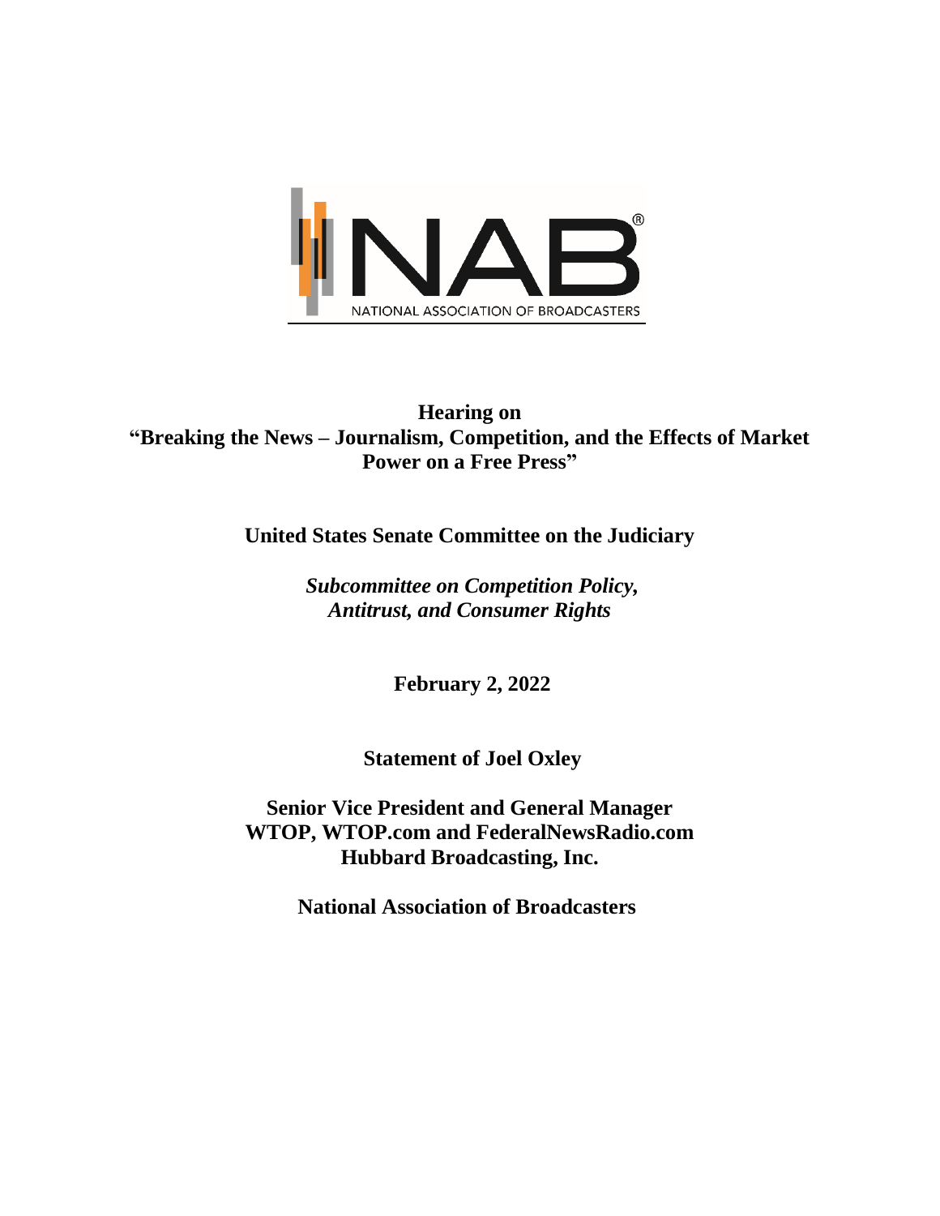NAB®
NATIONAL ASSOCIATION OF BROADCASTERS

**Hearing on**
**"Breaking the News – Journalism, Competition, and the Effects of Market Power on a Free Press"**

**United States Senate Committee on the Judiciary**

***Subcommittee on Competition Policy, Antitrust, and Consumer Rights***

**February 2, 2022**

**Statement of Joel Oxley**

**Senior Vice President and General Manager**
**WTOP, WTOP.com and FederalNewsRadio.com**
**Hubbard Broadcasting, Inc.**

**National Association of Broadcasters**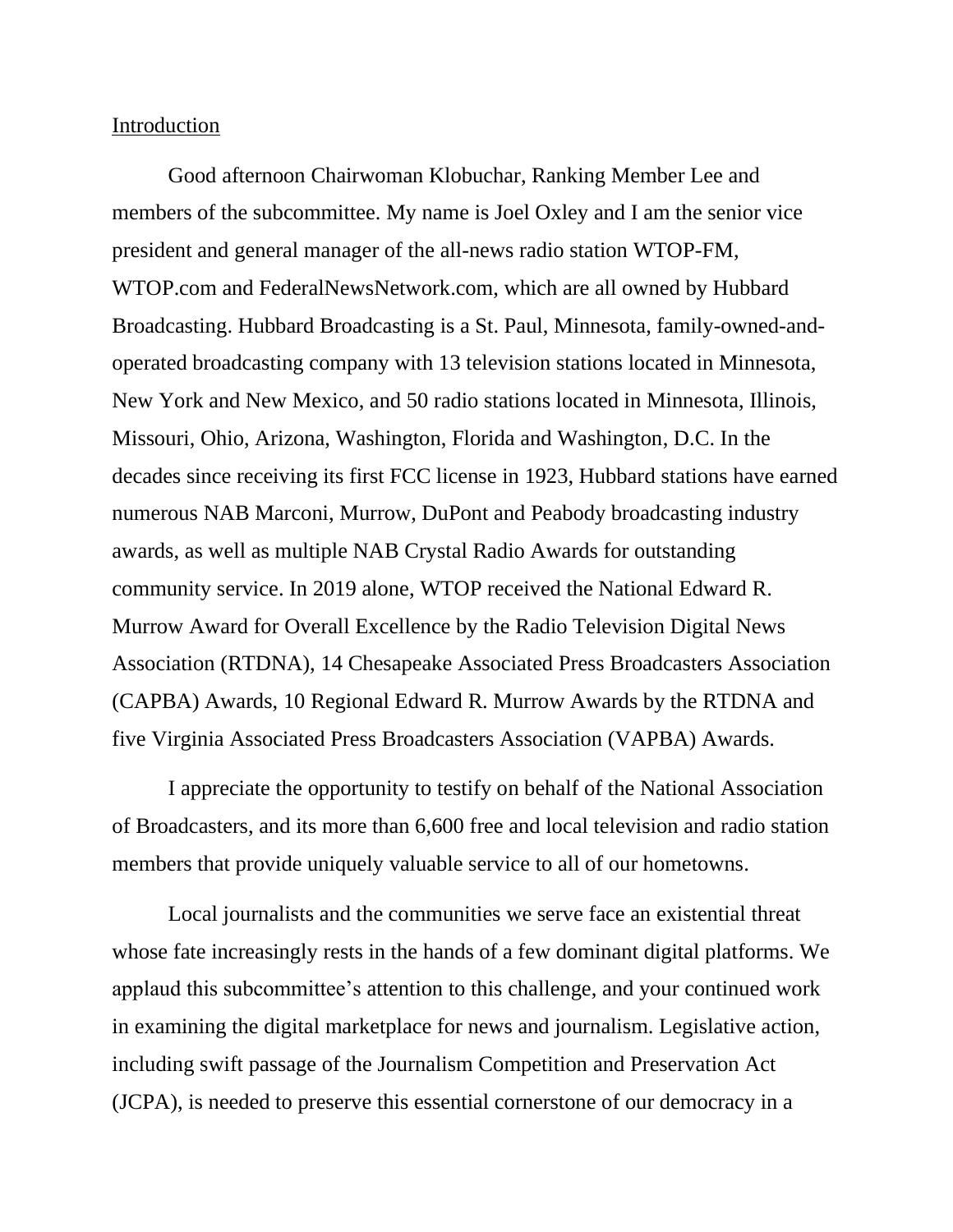## Introduction

Good afternoon Chairwoman Klobuchar, Ranking Member Lee and members of the subcommittee. My name is Joel Oxley and I am the senior vice president and general manager of the all-news radio station WTOP-FM, WTOP.com and FederalNewsNetwork.com, which are all owned by Hubbard Broadcasting. Hubbard Broadcasting is a St. Paul, Minnesota, family-owned-and-operated broadcasting company with 13 television stations located in Minnesota, New York and New Mexico, and 50 radio stations located in Minnesota, Illinois, Missouri, Ohio, Arizona, Washington, Florida and Washington, D.C. In the decades since receiving its first FCC license in 1923, Hubbard stations have earned numerous NAB Marconi, Murrow, DuPont and Peabody broadcasting industry awards, as well as multiple NAB Crystal Radio Awards for outstanding community service. In 2019 alone, WTOP received the National Edward R. Murrow Award for Overall Excellence by the Radio Television Digital News Association (RTDNA), 14 Chesapeake Associated Press Broadcasters Association (CAPBA) Awards, 10 Regional Edward R. Murrow Awards by the RTDNA and five Virginia Associated Press Broadcasters Association (VAPBA) Awards.

I appreciate the opportunity to testify on behalf of the National Association of Broadcasters, and its more than 6,600 free and local television and radio station members that provide uniquely valuable service to all of our hometowns.

Local journalists and the communities we serve face an existential threat whose fate increasingly rests in the hands of a few dominant digital platforms. We applaud this subcommittee's attention to this challenge, and your continued work in examining the digital marketplace for news and journalism. Legislative action, including swift passage of the Journalism Competition and Preservation Act (JCPA), is needed to preserve this essential cornerstone of our democracy in a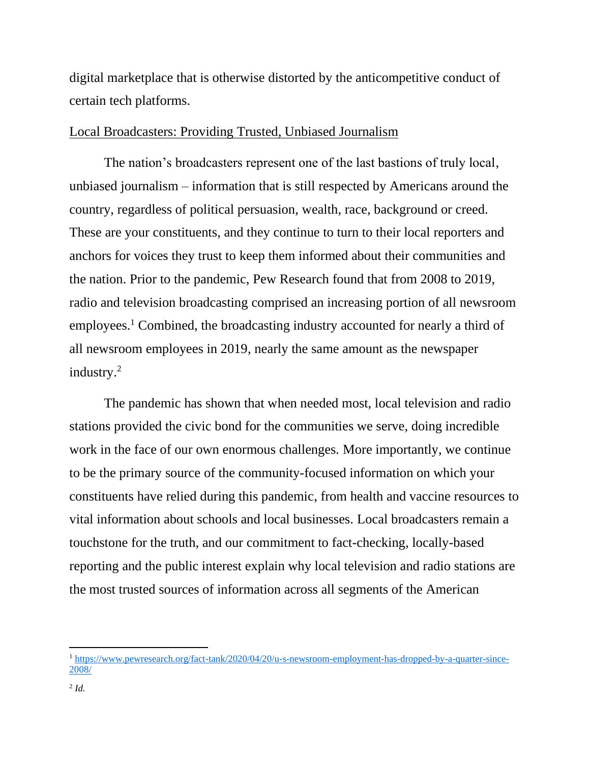digital marketplace that is otherwise distorted by the anticompetitive conduct of certain tech platforms.

## Local Broadcasters: Providing Trusted, Unbiased Journalism

The nation's broadcasters represent one of the last bastions of truly local, unbiased journalism – information that is still respected by Americans around the country, regardless of political persuasion, wealth, race, background or creed. These are your constituents, and they continue to turn to their local reporters and anchors for voices they trust to keep them informed about their communities and the nation. Prior to the pandemic, Pew Research found that from 2008 to 2019, radio and television broadcasting comprised an increasing portion of all newsroom employees.[1] Combined, the broadcasting industry accounted for nearly a third of all newsroom employees in 2019, nearly the same amount as the newspaper industry.[2]

The pandemic has shown that when needed most, local television and radio stations provided the civic bond for the communities we serve, doing incredible work in the face of our own enormous challenges. More importantly, we continue to be the primary source of the community-focused information on which your constituents have relied during this pandemic, from health and vaccine resources to vital information about schools and local businesses. Local broadcasters remain a touchstone for the truth, and our commitment to fact-checking, locally-based reporting and the public interest explain why local television and radio stations are the most trusted sources of information across all segments of the American

---

[1] https://www.pewresearch.org/fact-tank/2020/04/20/u-s-newsroom-employment-has-dropped-by-a-quarter-since-2008/

[2] *Id.*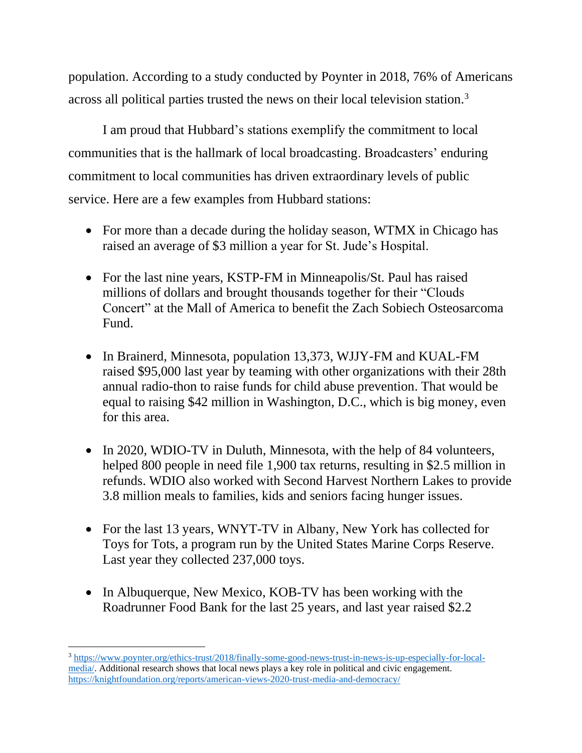population. According to a study conducted by Poynter in 2018, 76% of Americans across all political parties trusted the news on their local television station.[3]

I am proud that Hubbard's stations exemplify the commitment to local communities that is the hallmark of local broadcasting. Broadcasters' enduring commitment to local communities has driven extraordinary levels of public service. Here are a few examples from Hubbard stations:

- For more than a decade during the holiday season, WTMX in Chicago has raised an average of $3 million a year for St. Jude's Hospital.

- For the last nine years, KSTP-FM in Minneapolis/St. Paul has raised millions of dollars and brought thousands together for their "Clouds Concert" at the Mall of America to benefit the Zach Sobiech Osteosarcoma Fund.

- In Brainerd, Minnesota, population 13,373, WJJY-FM and KUAL-FM raised $95,000 last year by teaming with other organizations with their 28th annual radio-thon to raise funds for child abuse prevention. That would be equal to raising $42 million in Washington, D.C., which is big money, even for this area.

- In 2020, WDIO-TV in Duluth, Minnesota, with the help of 84 volunteers, helped 800 people in need file 1,900 tax returns, resulting in $2.5 million in refunds. WDIO also worked with Second Harvest Northern Lakes to provide 3.8 million meals to families, kids and seniors facing hunger issues.

- For the last 13 years, WNYT-TV in Albany, New York has collected for Toys for Tots, a program run by the United States Marine Corps Reserve. Last year they collected 237,000 toys.

- In Albuquerque, New Mexico, KOB-TV has been working with the Roadrunner Food Bank for the last 25 years, and last year raised $2.2

[3] https://www.poynter.org/ethics-trust/2018/finally-some-good-news-trust-in-news-is-up-especially-for-local-media/. Additional research shows that local news plays a key role in political and civic engagement. https://knightfoundation.org/reports/american-views-2020-trust-media-and-democracy/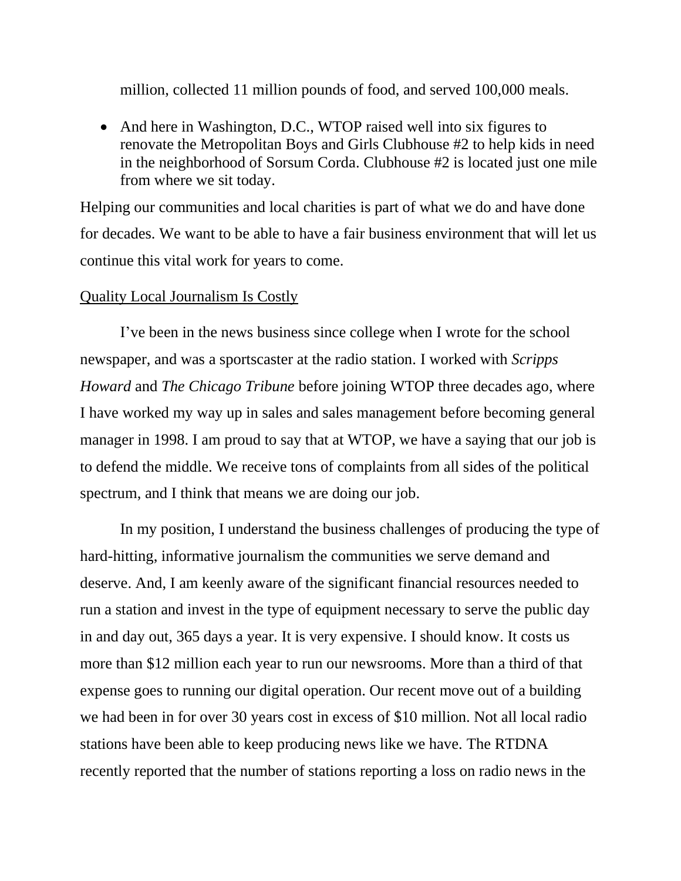million, collected 11 million pounds of food, and served 100,000 meals.

- And here in Washington, D.C., WTOP raised well into six figures to renovate the Metropolitan Boys and Girls Clubhouse #2 to help kids in need in the neighborhood of Sorsum Corda. Clubhouse #2 is located just one mile from where we sit today.

Helping our communities and local charities is part of what we do and have done for decades. We want to be able to have a fair business environment that will let us continue this vital work for years to come.

Quality Local Journalism Is Costly

I've been in the news business since college when I wrote for the school newspaper, and was a sportscaster at the radio station. I worked with *Scripps Howard* and *The Chicago Tribune* before joining WTOP three decades ago, where I have worked my way up in sales and sales management before becoming general manager in 1998. I am proud to say that at WTOP, we have a saying that our job is to defend the middle. We receive tons of complaints from all sides of the political spectrum, and I think that means we are doing our job.

In my position, I understand the business challenges of producing the type of hard-hitting, informative journalism the communities we serve demand and deserve. And, I am keenly aware of the significant financial resources needed to run a station and invest in the type of equipment necessary to serve the public day in and day out, 365 days a year. It is very expensive. I should know. It costs us more than $12 million each year to run our newsrooms. More than a third of that expense goes to running our digital operation. Our recent move out of a building we had been in for over 30 years cost in excess of $10 million. Not all local radio stations have been able to keep producing news like we have. The RTDNA recently reported that the number of stations reporting a loss on radio news in the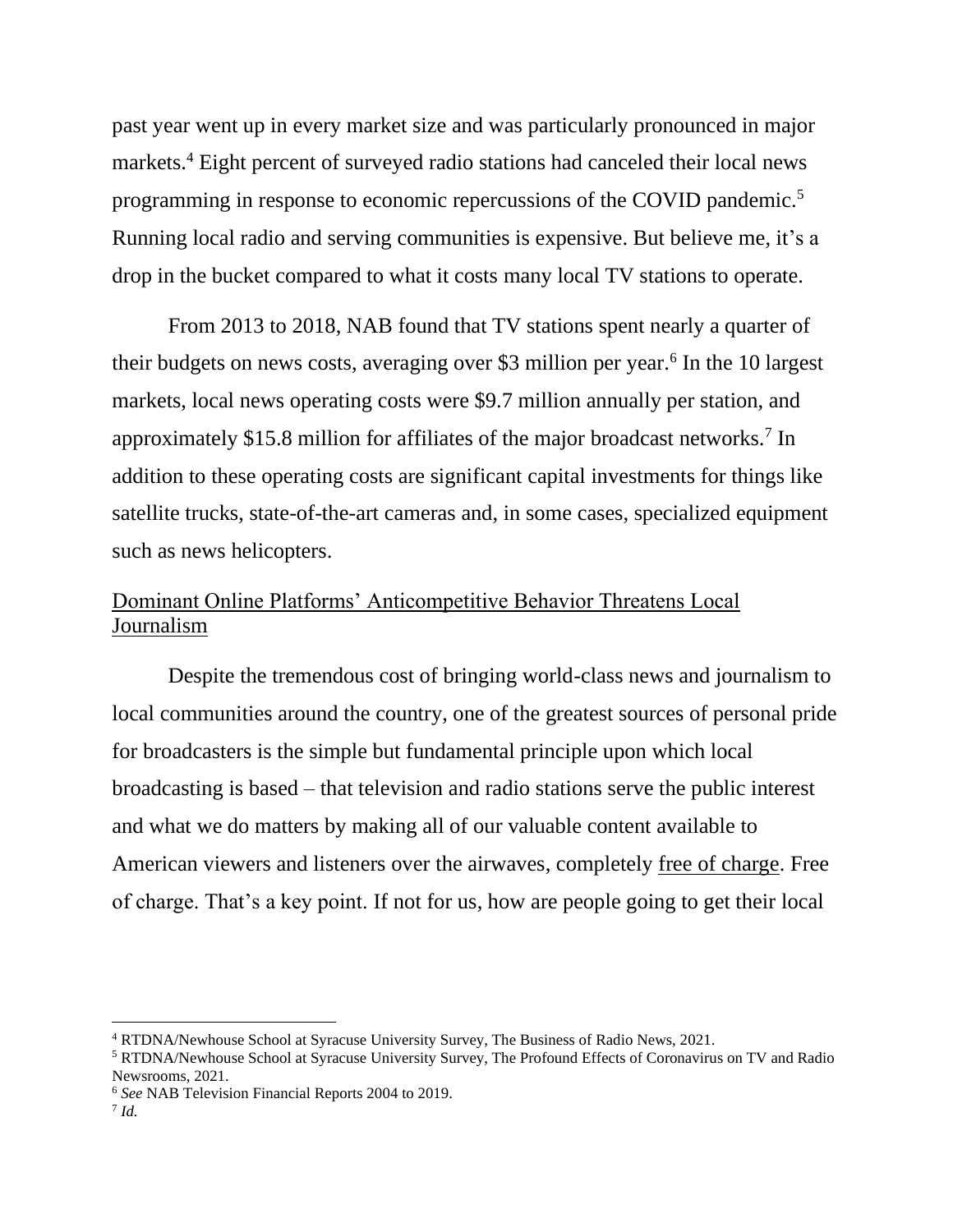past year went up in every market size and was particularly pronounced in major markets.[4] Eight percent of surveyed radio stations had canceled their local news programming in response to economic repercussions of the COVID pandemic.[5] Running local radio and serving communities is expensive. But believe me, it's a drop in the bucket compared to what it costs many local TV stations to operate.

From 2013 to 2018, NAB found that TV stations spent nearly a quarter of their budgets on news costs, averaging over $3 million per year.[6] In the 10 largest markets, local news operating costs were $9.7 million annually per station, and approximately $15.8 million for affiliates of the major broadcast networks.[7] In addition to these operating costs are significant capital investments for things like satellite trucks, state-of-the-art cameras and, in some cases, specialized equipment such as news helicopters.

## Dominant Online Platforms' Anticompetitive Behavior Threatens Local Journalism

Despite the tremendous cost of bringing world-class news and journalism to local communities around the country, one of the greatest sources of personal pride for broadcasters is the simple but fundamental principle upon which local broadcasting is based – that television and radio stations serve the public interest and what we do matters by making all of our valuable content available to American viewers and listeners over the airwaves, completely free of charge. Free of charge. That's a key point. If not for us, how are people going to get their local

---

[4] RTDNA/Newhouse School at Syracuse University Survey, The Business of Radio News, 2021.

[5] RTDNA/Newhouse School at Syracuse University Survey, The Profound Effects of Coronavirus on TV and Radio Newsrooms, 2021.

[6] *See* NAB Television Financial Reports 2004 to 2019.

[7] *Id.*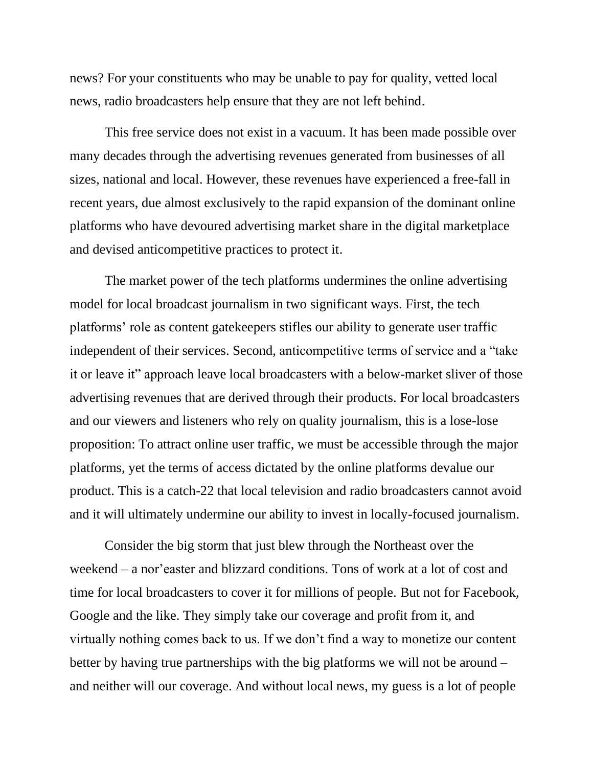news? For your constituents who may be unable to pay for quality, vetted local news, radio broadcasters help ensure that they are not left behind.

This free service does not exist in a vacuum. It has been made possible over many decades through the advertising revenues generated from businesses of all sizes, national and local. However, these revenues have experienced a free-fall in recent years, due almost exclusively to the rapid expansion of the dominant online platforms who have devoured advertising market share in the digital marketplace and devised anticompetitive practices to protect it.

The market power of the tech platforms undermines the online advertising model for local broadcast journalism in two significant ways. First, the tech platforms' role as content gatekeepers stifles our ability to generate user traffic independent of their services. Second, anticompetitive terms of service and a "take it or leave it" approach leave local broadcasters with a below-market sliver of those advertising revenues that are derived through their products. For local broadcasters and our viewers and listeners who rely on quality journalism, this is a lose-lose proposition: To attract online user traffic, we must be accessible through the major platforms, yet the terms of access dictated by the online platforms devalue our product. This is a catch-22 that local television and radio broadcasters cannot avoid and it will ultimately undermine our ability to invest in locally-focused journalism.

Consider the big storm that just blew through the Northeast over the weekend – a nor'easter and blizzard conditions. Tons of work at a lot of cost and time for local broadcasters to cover it for millions of people. But not for Facebook, Google and the like. They simply take our coverage and profit from it, and virtually nothing comes back to us. If we don't find a way to monetize our content better by having true partnerships with the big platforms we will not be around – and neither will our coverage. And without local news, my guess is a lot of people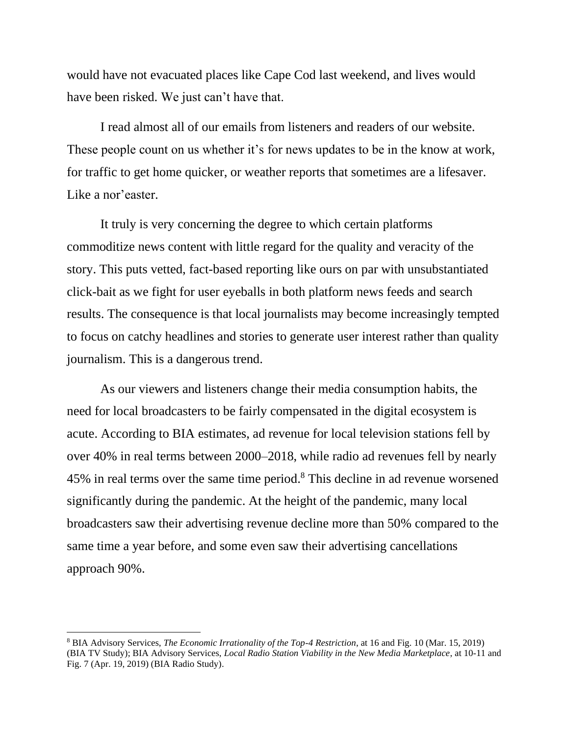would have not evacuated places like Cape Cod last weekend, and lives would have been risked. We just can't have that.

I read almost all of our emails from listeners and readers of our website. These people count on us whether it's for news updates to be in the know at work, for traffic to get home quicker, or weather reports that sometimes are a lifesaver. Like a nor'easter.

It truly is very concerning the degree to which certain platforms commoditize news content with little regard for the quality and veracity of the story. This puts vetted, fact-based reporting like ours on par with unsubstantiated click-bait as we fight for user eyeballs in both platform news feeds and search results. The consequence is that local journalists may become increasingly tempted to focus on catchy headlines and stories to generate user interest rather than quality journalism. This is a dangerous trend.

As our viewers and listeners change their media consumption habits, the need for local broadcasters to be fairly compensated in the digital ecosystem is acute. According to BIA estimates, ad revenue for local television stations fell by over 40% in real terms between 2000–2018, while radio ad revenues fell by nearly 45% in real terms over the same time period.[8] This decline in ad revenue worsened significantly during the pandemic. At the height of the pandemic, many local broadcasters saw their advertising revenue decline more than 50% compared to the same time a year before, and some even saw their advertising cancellations approach 90%.

[8] BIA Advisory Services, *The Economic Irrationality of the Top-4 Restriction*, at 16 and Fig. 10 (Mar. 15, 2019) (BIA TV Study); BIA Advisory Services, *Local Radio Station Viability in the New Media Marketplace*, at 10-11 and Fig. 7 (Apr. 19, 2019) (BIA Radio Study).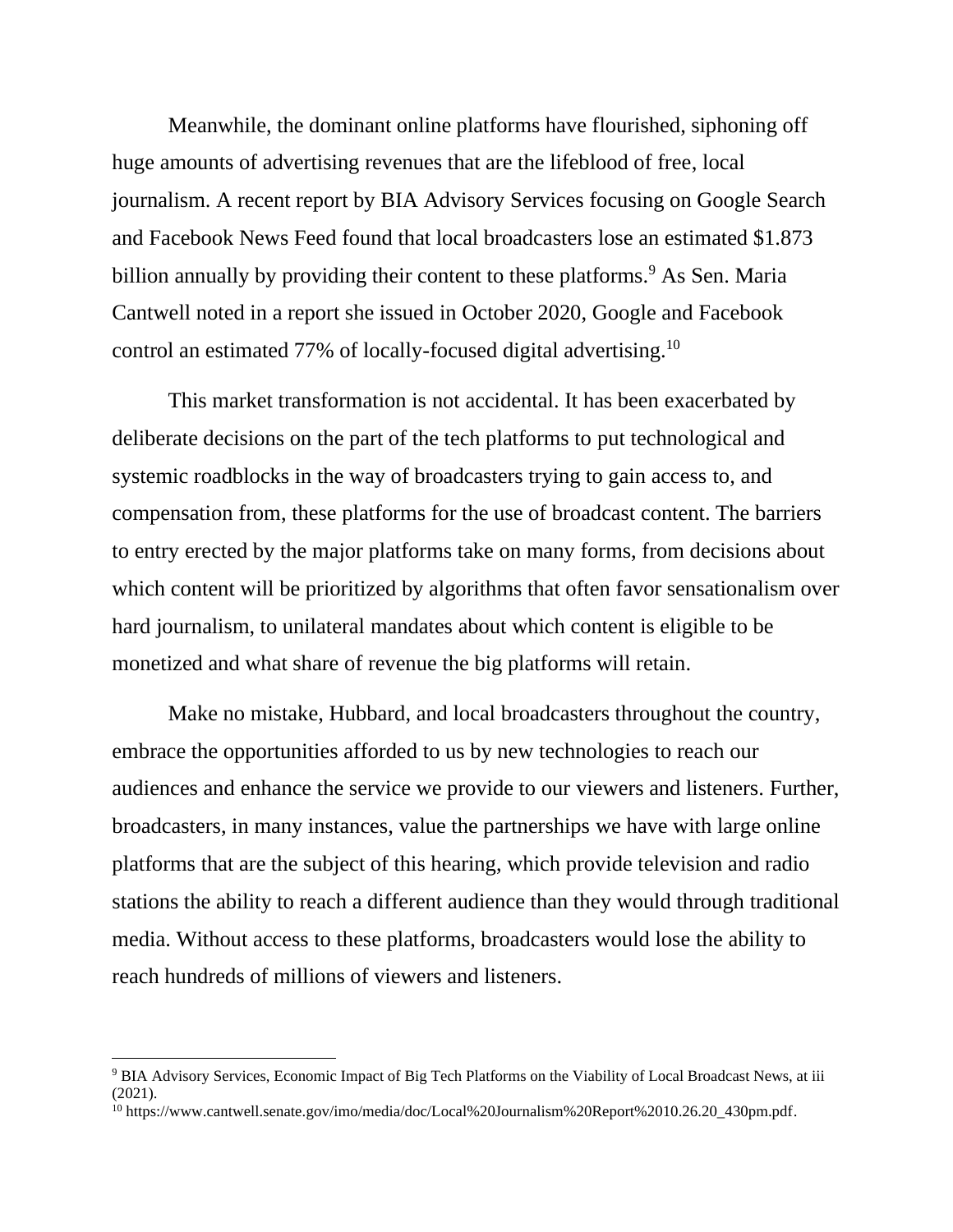Meanwhile, the dominant online platforms have flourished, siphoning off huge amounts of advertising revenues that are the lifeblood of free, local journalism. A recent report by BIA Advisory Services focusing on Google Search and Facebook News Feed found that local broadcasters lose an estimated $1.873 billion annually by providing their content to these platforms.[9] As Sen. Maria Cantwell noted in a report she issued in October 2020, Google and Facebook control an estimated 77% of locally-focused digital advertising.[10]

This market transformation is not accidental. It has been exacerbated by deliberate decisions on the part of the tech platforms to put technological and systemic roadblocks in the way of broadcasters trying to gain access to, and compensation from, these platforms for the use of broadcast content. The barriers to entry erected by the major platforms take on many forms, from decisions about which content will be prioritized by algorithms that often favor sensationalism over hard journalism, to unilateral mandates about which content is eligible to be monetized and what share of revenue the big platforms will retain.

Make no mistake, Hubbard, and local broadcasters throughout the country, embrace the opportunities afforded to us by new technologies to reach our audiences and enhance the service we provide to our viewers and listeners. Further, broadcasters, in many instances, value the partnerships we have with large online platforms that are the subject of this hearing, which provide television and radio stations the ability to reach a different audience than they would through traditional media. Without access to these platforms, broadcasters would lose the ability to reach hundreds of millions of viewers and listeners.

---

[9] BIA Advisory Services, Economic Impact of Big Tech Platforms on the Viability of Local Broadcast News, at iii (2021).

[10] https://www.cantwell.senate.gov/imo/media/doc/Local%20Journalism%20Report%2010.26.20_430pm.pdf.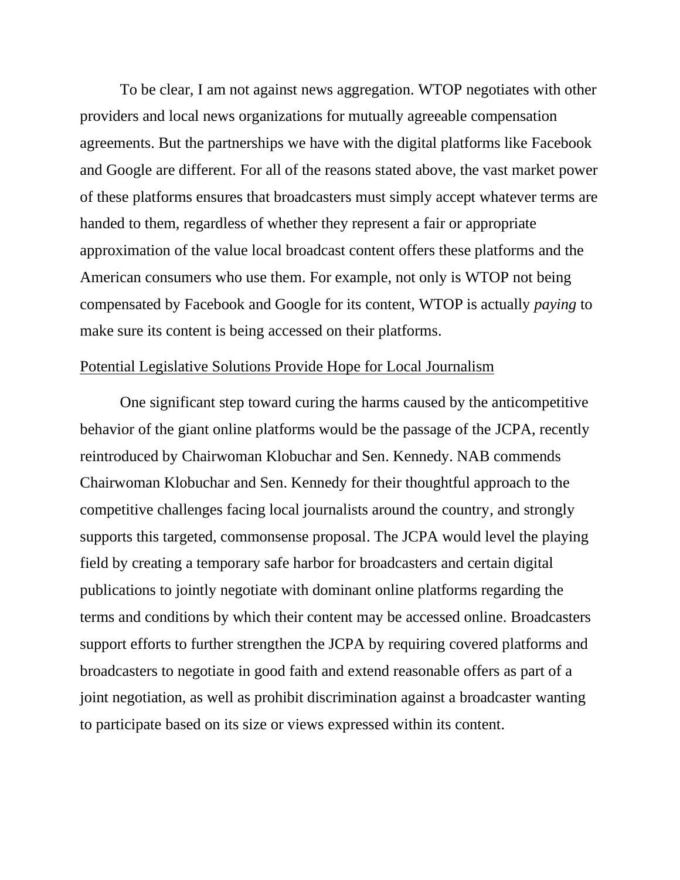To be clear, I am not against news aggregation. WTOP negotiates with other providers and local news organizations for mutually agreeable compensation agreements. But the partnerships we have with the digital platforms like Facebook and Google are different. For all of the reasons stated above, the vast market power of these platforms ensures that broadcasters must simply accept whatever terms are handed to them, regardless of whether they represent a fair or appropriate approximation of the value local broadcast content offers these platforms and the American consumers who use them. For example, not only is WTOP not being compensated by Facebook and Google for its content, WTOP is actually *paying* to make sure its content is being accessed on their platforms.

<u>Potential Legislative Solutions Provide Hope for Local Journalism</u>

One significant step toward curing the harms caused by the anticompetitive behavior of the giant online platforms would be the passage of the JCPA, recently reintroduced by Chairwoman Klobuchar and Sen. Kennedy. NAB commends Chairwoman Klobuchar and Sen. Kennedy for their thoughtful approach to the competitive challenges facing local journalists around the country, and strongly supports this targeted, commonsense proposal. The JCPA would level the playing field by creating a temporary safe harbor for broadcasters and certain digital publications to jointly negotiate with dominant online platforms regarding the terms and conditions by which their content may be accessed online. Broadcasters support efforts to further strengthen the JCPA by requiring covered platforms and broadcasters to negotiate in good faith and extend reasonable offers as part of a joint negotiation, as well as prohibit discrimination against a broadcaster wanting to participate based on its size or views expressed within its content.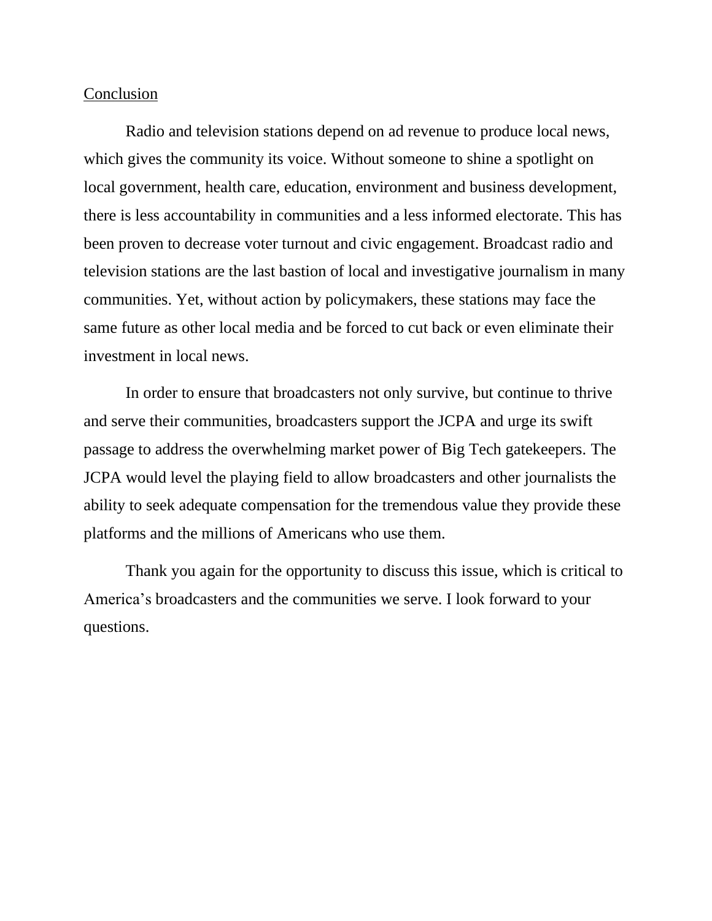## Conclusion

Radio and television stations depend on ad revenue to produce local news, which gives the community its voice. Without someone to shine a spotlight on local government, health care, education, environment and business development, there is less accountability in communities and a less informed electorate. This has been proven to decrease voter turnout and civic engagement. Broadcast radio and television stations are the last bastion of local and investigative journalism in many communities. Yet, without action by policymakers, these stations may face the same future as other local media and be forced to cut back or even eliminate their investment in local news.

In order to ensure that broadcasters not only survive, but continue to thrive and serve their communities, broadcasters support the JCPA and urge its swift passage to address the overwhelming market power of Big Tech gatekeepers. The JCPA would level the playing field to allow broadcasters and other journalists the ability to seek adequate compensation for the tremendous value they provide these platforms and the millions of Americans who use them.

Thank you again for the opportunity to discuss this issue, which is critical to America's broadcasters and the communities we serve. I look forward to your questions.